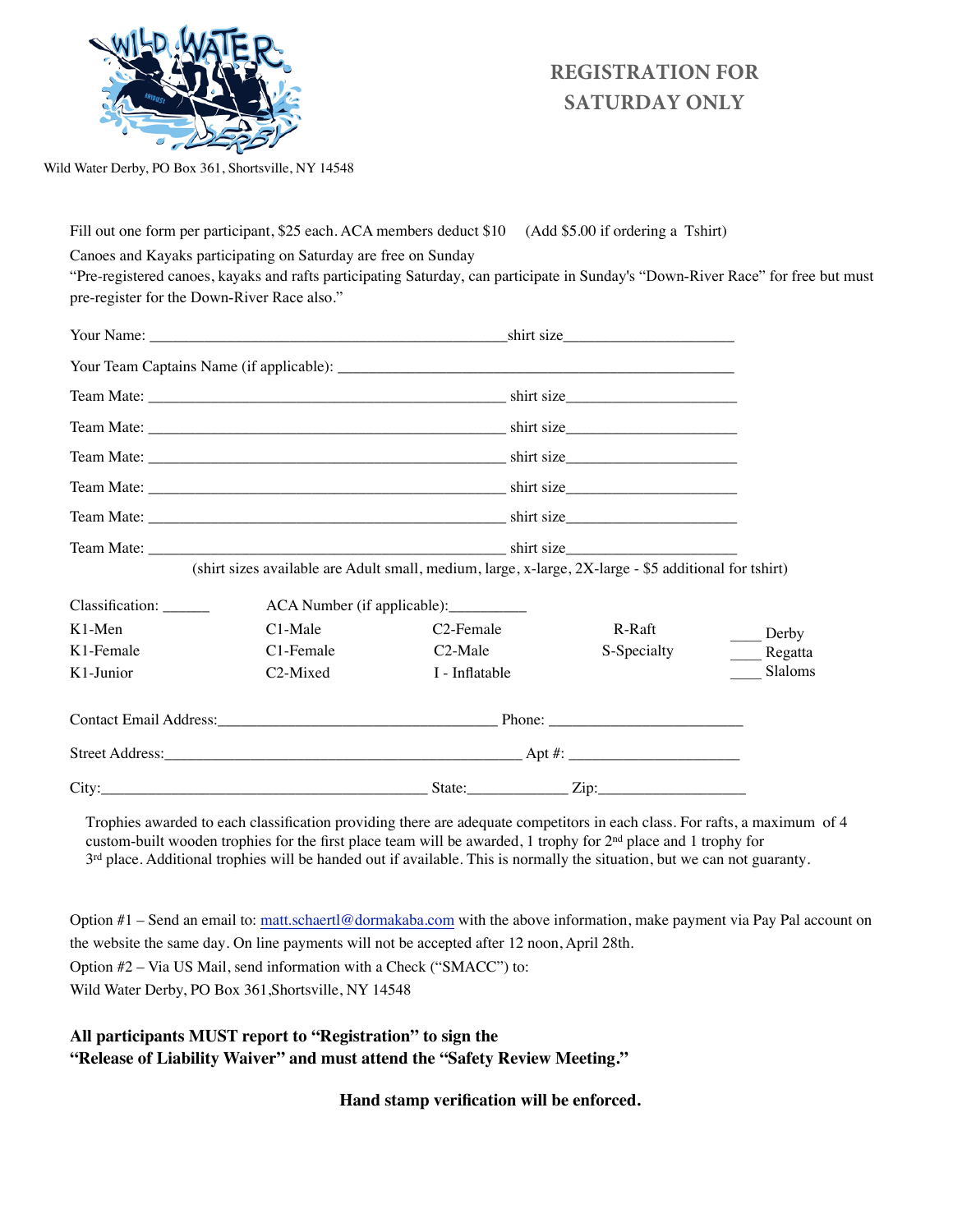Wild Water Derby, PO Box 361, Shortsville, NY 14548

# REGISTRATION FOR SATURDAY ONLY

Fill out one form per participant, $25 each. ACA members deduct $10 (Add $5.00 if ordering a Tshirt)

Canoes and Kayaks participating on Saturday are free on Sunday

"Pre-registered canoes, kayaks and rafts participating Saturday, can participate in Sunday's "Down-River Race" for free but must pre-register for the Down-River Race also."

Your Name: ______________________________ shirt size______________

Your Team Captains Name (if applicable): ______________________________

Team Mate: ______________________________ shirt size______________

Team Mate: ______________________________ shirt size______________

Team Mate: ______________________________ shirt size______________

Team Mate: ______________________________ shirt size______________

Team Mate: ______________________________ shirt size______________

Team Mate: ______________________________ shirt size______________

(shirt sizes available are Adult small, medium, large, x-large, 2X-large - $5 additional for tshirt)

Classification: ______ ACA Number (if applicable):_________

| | | | | |
|---|---|---|---|---|
| K1-Men | C1-Male | C2-Female | R-Raft | ____ Derby |
| K1-Female | C1-Female | C2-Male | S-Specialty | ____ Regatta |
| K1-Junior | C2-Mixed | I - Inflatable | | ____ Slaloms |

Contact Email Address:______________________ Phone: ________________

Street Address:______________________________ Apt #: ______________

City:______________________________ State:__________ Zip:______________

Trophies awarded to each classification providing there are adequate competitors in each class. For rafts, a maximum of 4 custom-built wooden trophies for the first place team will be awarded, 1 trophy for 2nd place and 1 trophy for 3rd place. Additional trophies will be handed out if available. This is normally the situation, but we can not guaranty.

Option #1 – Send an email to: matt.schaertl@dormakaba.com with the above information, make payment via Pay Pal account on the website the same day. On line payments will not be accepted after 12 noon, April 28th.

Option #2 – Via US Mail, send information with a Check ("SMACC") to:
Wild Water Derby, PO Box 361,Shortsville, NY 14548

**All participants MUST report to "Registration" to sign the "Release of Liability Waiver" and must attend the "Safety Review Meeting."**

**Hand stamp verification will be enforced.**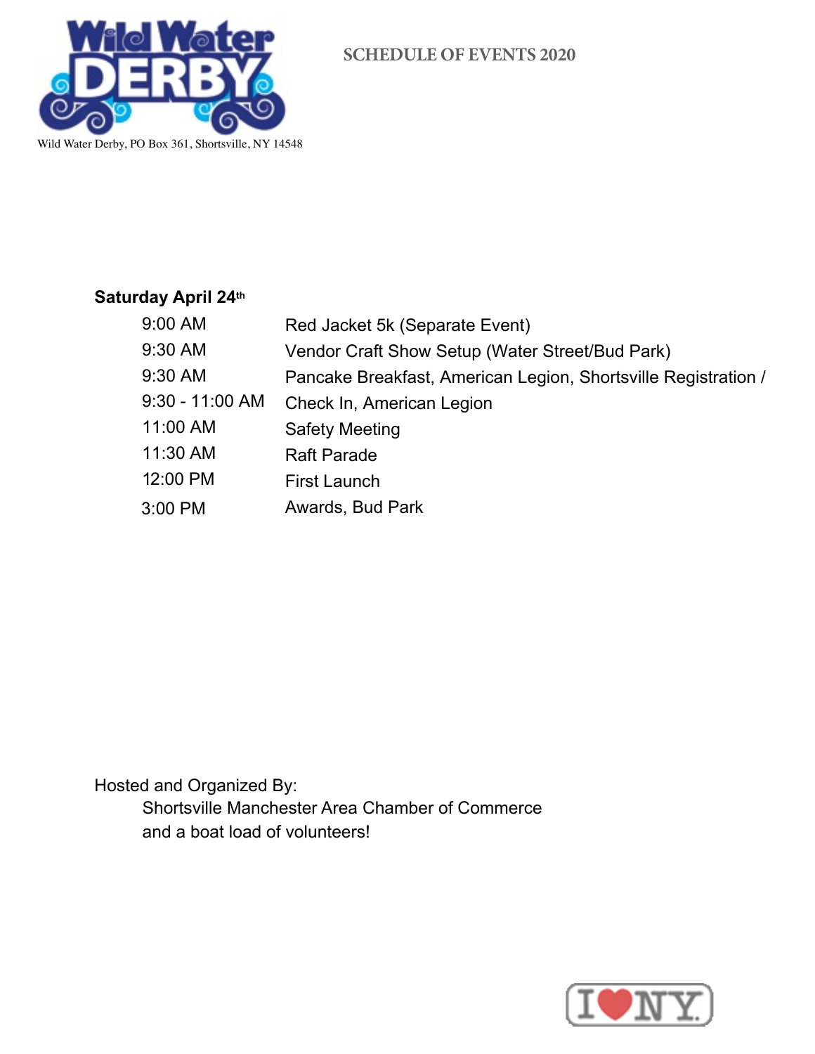Wild Water Derby, PO Box 361, Shortsville, NY 14548

## SCHEDULE OF EVENTS 2020

**Saturday April 24th**

| | |
|---|---|
| 9:00 AM | Red Jacket 5k (Separate Event) |
| 9:30 AM | Vendor Craft Show Setup (Water Street/Bud Park) |
| 9:30 AM | Pancake Breakfast, American Legion, Shortsville Registration / |
| 9:30 - 11:00 AM | Check In, American Legion |
| 11:00 AM | Safety Meeting |
| 11:30 AM | Raft Parade |
| 12:00 PM | First Launch |
| 3:00 PM | Awards, Bud Park |

Hosted and Organized By:

Shortsville Manchester Area Chamber of Commerce
and a boat load of volunteers!